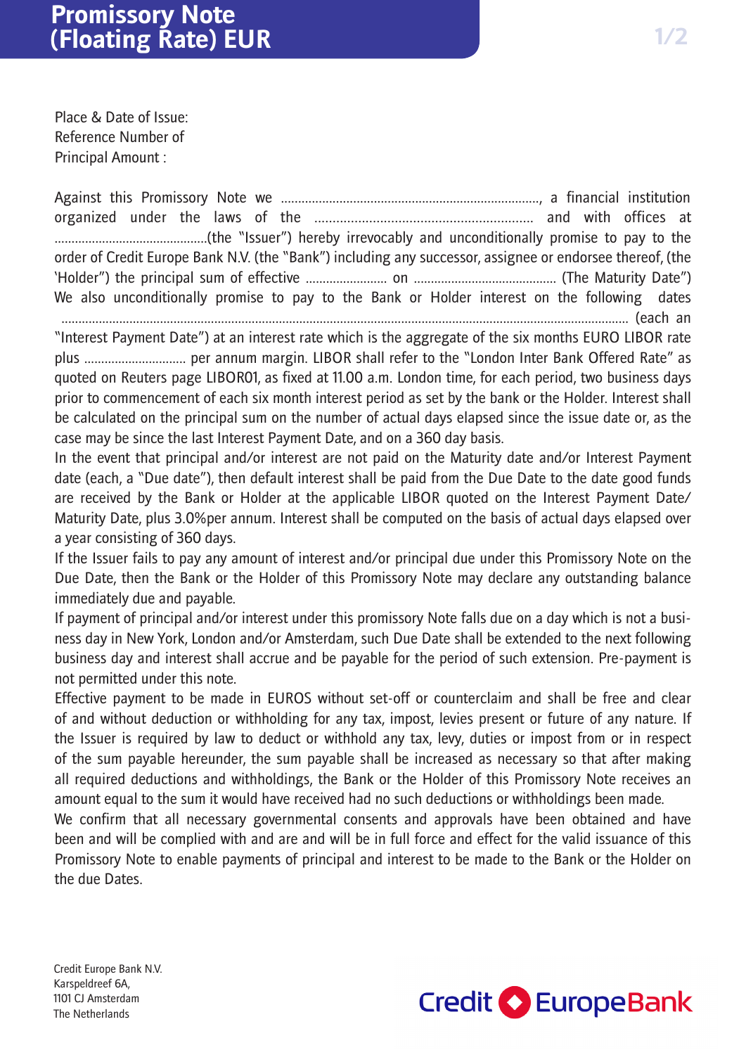# Promissory Note (Floating Rate) EUR

Place & Date of Issue:
Reference Number of
Principal Amount :

Against this Promissory Note we ..........................................................................., a financial institution organized under the laws of the ........................................................... and with offices at ............................................(the "Issuer") hereby irrevocably and unconditionally promise to pay to the order of Credit Europe Bank N.V. (the "Bank") including any successor, assignee or endorsee thereof, (the 'Holder") the principal sum of effective ........................ on .......................................... (The Maturity Date") We also unconditionally promise to pay to the Bank or Holder interest on the following dates .................................................................................................................................................... (each an "Interest Payment Date") at an interest rate which is the aggregate of the six months EURO LIBOR rate plus .............................. per annum margin. LIBOR shall refer to the "London Inter Bank Offered Rate" as quoted on Reuters page LIBOR01, as fixed at 11.00 a.m. London time, for each period, two business days prior to commencement of each six month interest period as set by the bank or the Holder. Interest shall be calculated on the principal sum on the number of actual days elapsed since the issue date or, as the case may be since the last Interest Payment Date, and on a 360 day basis.

In the event that principal and/or interest are not paid on the Maturity date and/or Interest Payment date (each, a "Due date"), then default interest shall be paid from the Due Date to the date good funds are received by the Bank or Holder at the applicable LIBOR quoted on the Interest Payment Date/ Maturity Date, plus 3.0%per annum. Interest shall be computed on the basis of actual days elapsed over a year consisting of 360 days.

If the Issuer fails to pay any amount of interest and/or principal due under this Promissory Note on the Due Date, then the Bank or the Holder of this Promissory Note may declare any outstanding balance immediately due and payable.

If payment of principal and/or interest under this promissory Note falls due on a day which is not a business day in New York, London and/or Amsterdam, such Due Date shall be extended to the next following business day and interest shall accrue and be payable for the period of such extension. Pre-payment is not permitted under this note.

Effective payment to be made in EUROS without set-off or counterclaim and shall be free and clear of and without deduction or withholding for any tax, impost, levies present or future of any nature. If the Issuer is required by law to deduct or withhold any tax, levy, duties or impost from or in respect of the sum payable hereunder, the sum payable shall be increased as necessary so that after making all required deductions and withholdings, the Bank or the Holder of this Promissory Note receives an amount equal to the sum it would have received had no such deductions or withholdings been made.

We confirm that all necessary governmental consents and approvals have been obtained and have been and will be complied with and are and will be in full force and effect for the valid issuance of this Promissory Note to enable payments of principal and interest to be made to the Bank or the Holder on the due Dates.

Credit Europe Bank N.V.
Karspeldreef 6A,
1101 CJ Amsterdam
The Netherlands

Credit EuropeBank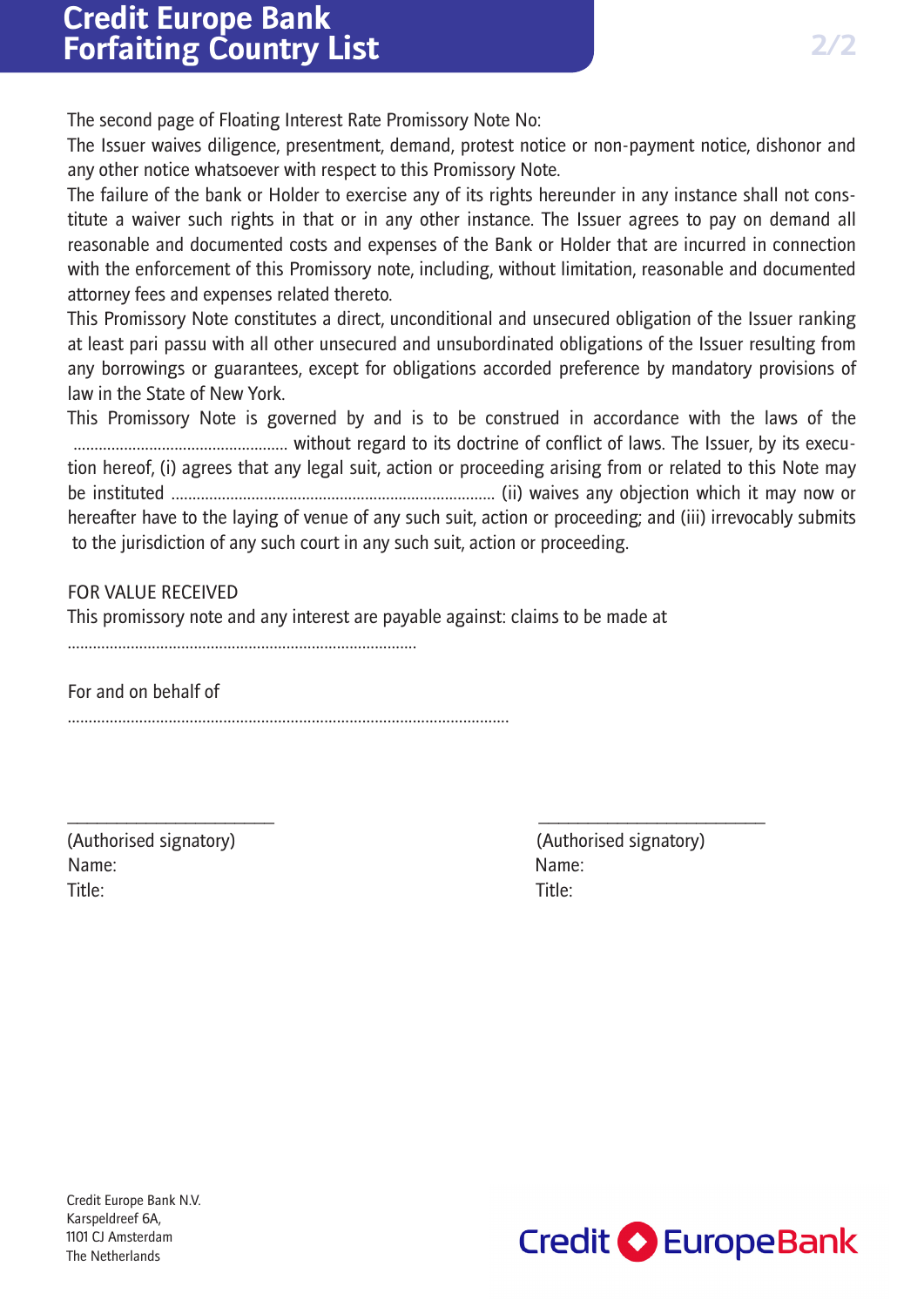The second page of Floating Interest Rate Promissory Note No:

The Issuer waives diligence, presentment, demand, protest notice or non-payment notice, dishonor and any other notice whatsoever with respect to this Promissory Note.

The failure of the bank or Holder to exercise any of its rights hereunder in any instance shall not constitute a waiver such rights in that or in any other instance. The Issuer agrees to pay on demand all reasonable and documented costs and expenses of the Bank or Holder that are incurred in connection with the enforcement of this Promissory note, including, without limitation, reasonable and documented attorney fees and expenses related thereto.

This Promissory Note constitutes a direct, unconditional and unsecured obligation of the Issuer ranking at least pari passu with all other unsecured and unsubordinated obligations of the Issuer resulting from any borrowings or guarantees, except for obligations accorded preference by mandatory provisions of law in the State of New York.

This Promissory Note is governed by and is to be construed in accordance with the laws of the .................................................. without regard to its doctrine of conflict of laws. The Issuer, by its execution hereof, (i) agrees that any legal suit, action or proceeding arising from or related to this Note may be instituted ............................................................................ (ii) waives any objection which it may now or hereafter have to the laying of venue of any such suit, action or proceeding; and (iii) irrevocably submits to the jurisdiction of any such court in any such suit, action or proceeding.

FOR VALUE RECEIVED

This promissory note and any interest are payable against: claims to be made at

..................................................................................

For and on behalf of

.......................................................................................................

\_\_\_\_\_\_\_\_\_\_\_\_\_\_\_\_\_\_\_\_\_\_\_\_

(Authorised signatory)
Name:
Title:

\_\_\_\_\_\_\_\_\_\_\_\_\_\_\_\_\_\_\_\_\_\_\_\_

(Authorised signatory)
Name:
Title:

Credit Europe Bank N.V.
Karspeldreef 6A,
1101 CJ Amsterdam
The Netherlands